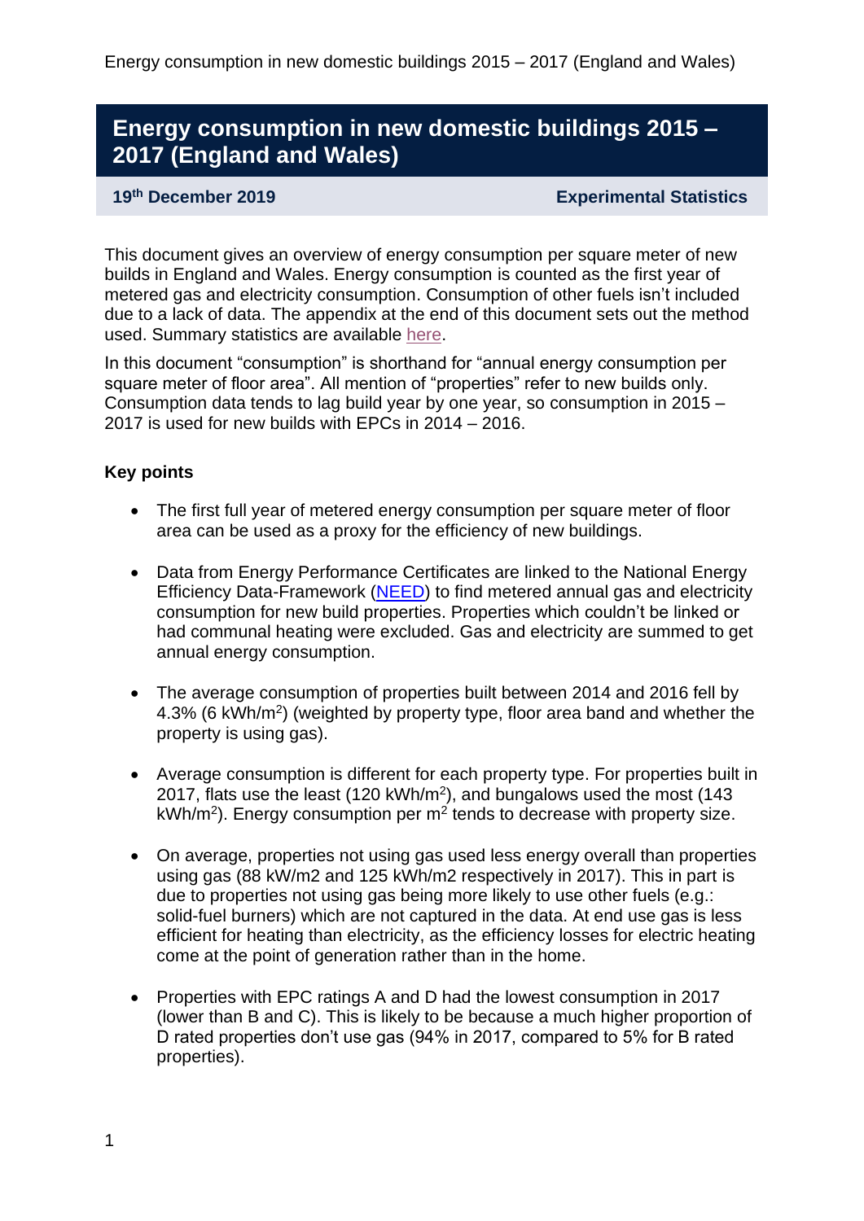# Energy consumption in new domestic buildings 2015 – 2017 (England and Wales)

**19th December 2019** | **Experimental Statistics**

This document gives an overview of energy consumption per square meter of new builds in England and Wales. Energy consumption is counted as the first year of metered gas and electricity consumption. Consumption of other fuels isn't included due to a lack of data. The appendix at the end of this document sets out the method used. Summary statistics are available here.

In this document "consumption" is shorthand for "annual energy consumption per square meter of floor area". All mention of "properties" refer to new builds only. Consumption data tends to lag build year by one year, so consumption in 2015 – 2017 is used for new builds with EPCs in 2014 – 2016.

**Key points**

- The first full year of metered energy consumption per square meter of floor area can be used as a proxy for the efficiency of new buildings.
- Data from Energy Performance Certificates are linked to the National Energy Efficiency Data-Framework (NEED) to find metered annual gas and electricity consumption for new build properties. Properties which couldn't be linked or had communal heating were excluded. Gas and electricity are summed to get annual energy consumption.
- The average consumption of properties built between 2014 and 2016 fell by 4.3% (6 kWh/m$^2$) (weighted by property type, floor area band and whether the property is using gas).
- Average consumption is different for each property type. For properties built in 2017, flats use the least (120 kWh/m$^2$), and bungalows used the most (143 kWh/m$^2$). Energy consumption per m$^2$ tends to decrease with property size.
- On average, properties not using gas used less energy overall than properties using gas (88 kW/m2 and 125 kWh/m2 respectively in 2017). This in part is due to properties not using gas being more likely to use other fuels (e.g.: solid-fuel burners) which are not captured in the data. At end use gas is less efficient for heating than electricity, as the efficiency losses for electric heating come at the point of generation rather than in the home.
- Properties with EPC ratings A and D had the lowest consumption in 2017 (lower than B and C). This is likely to be because a much higher proportion of D rated properties don't use gas (94% in 2017, compared to 5% for B rated properties).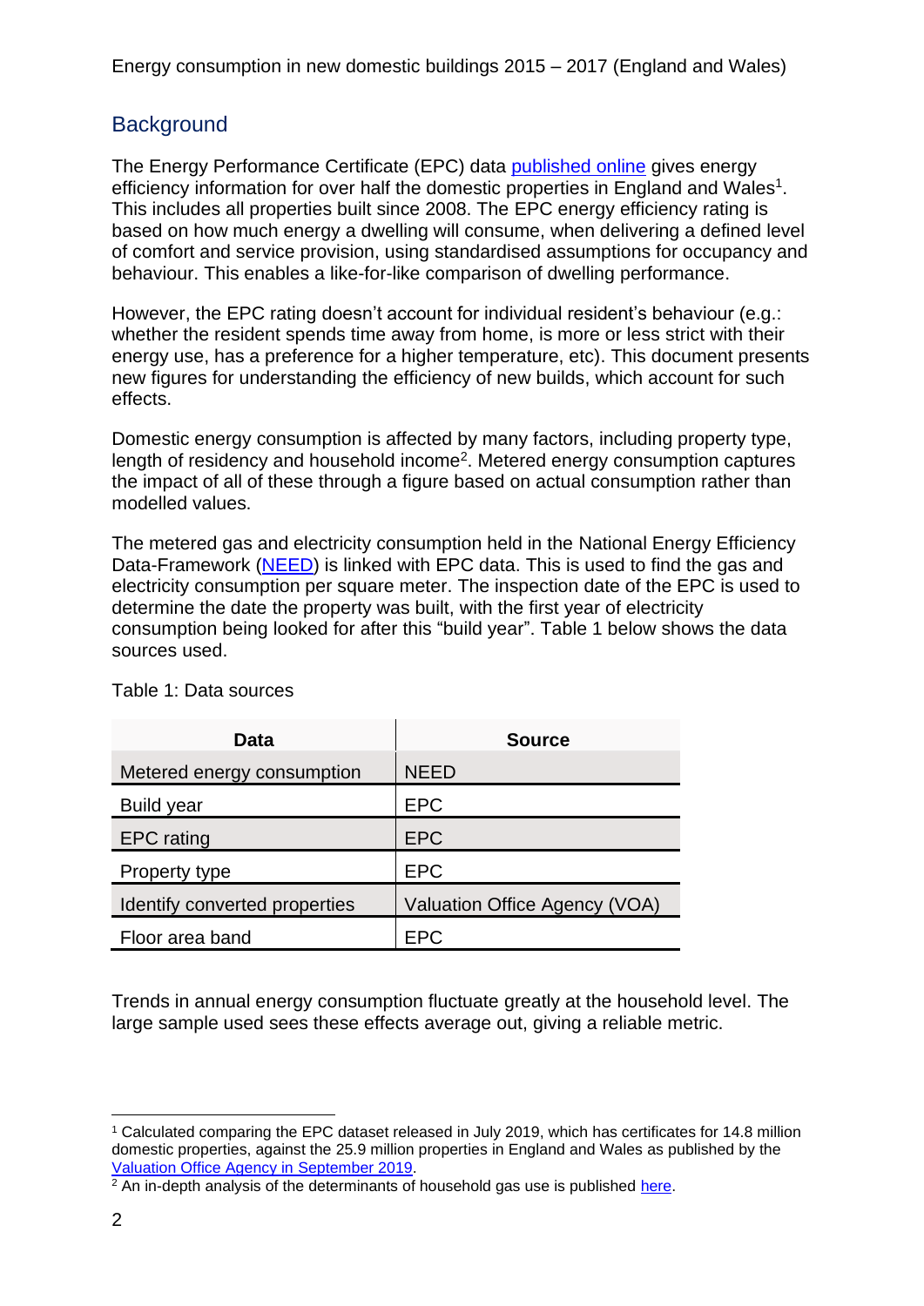## Background

The Energy Performance Certificate (EPC) data published online gives energy efficiency information for over half the domestic properties in England and Wales[1]. This includes all properties built since 2008. The EPC energy efficiency rating is based on how much energy a dwelling will consume, when delivering a defined level of comfort and service provision, using standardised assumptions for occupancy and behaviour. This enables a like-for-like comparison of dwelling performance.

However, the EPC rating doesn't account for individual resident's behaviour (e.g.: whether the resident spends time away from home, is more or less strict with their energy use, has a preference for a higher temperature, etc). This document presents new figures for understanding the efficiency of new builds, which account for such effects.

Domestic energy consumption is affected by many factors, including property type, length of residency and household income[2]. Metered energy consumption captures the impact of all of these through a figure based on actual consumption rather than modelled values.

The metered gas and electricity consumption held in the National Energy Efficiency Data-Framework (NEED) is linked with EPC data. This is used to find the gas and electricity consumption per square meter. The inspection date of the EPC is used to determine the date the property was built, with the first year of electricity consumption being looked for after this "build year". Table 1 below shows the data sources used.

Table 1: Data sources

| Data | Source |
| --- | --- |
| Metered energy consumption | NEED |
| Build year | EPC |
| EPC rating | EPC |
| Property type | EPC |
| Identify converted properties | Valuation Office Agency (VOA) |
| Floor area band | EPC |

Trends in annual energy consumption fluctuate greatly at the household level. The large sample used sees these effects average out, giving a reliable metric.

[1] Calculated comparing the EPC dataset released in July 2019, which has certificates for 14.8 million domestic properties, against the 25.9 million properties in England and Wales as published by the Valuation Office Agency in September 2019.

[2] An in-depth analysis of the determinants of household gas use is published here.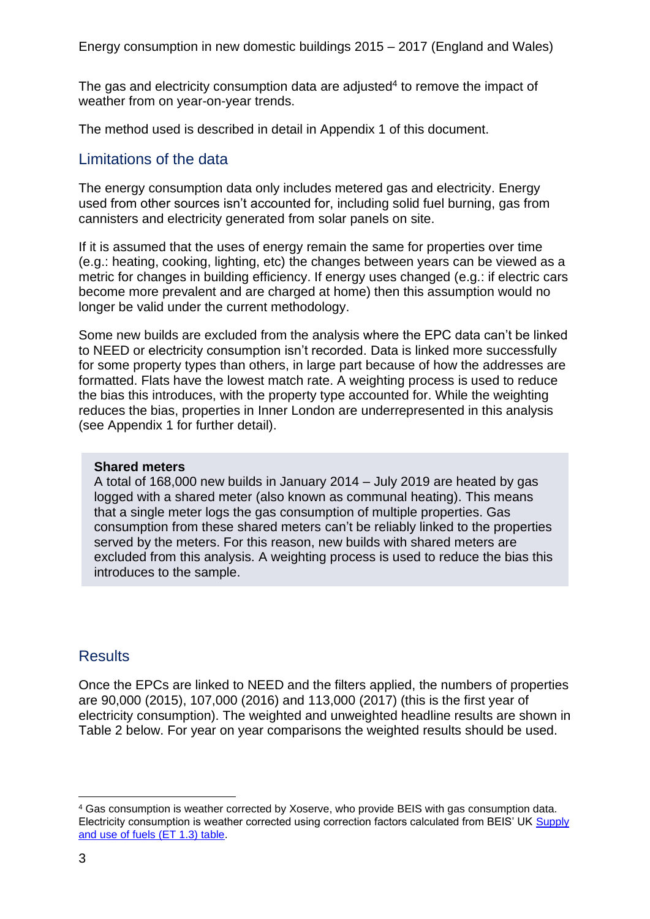The gas and electricity consumption data are adjusted[4] to remove the impact of weather from on year-on-year trends.

The method used is described in detail in Appendix 1 of this document.

## Limitations of the data

The energy consumption data only includes metered gas and electricity. Energy used from other sources isn't accounted for, including solid fuel burning, gas from cannisters and electricity generated from solar panels on site.

If it is assumed that the uses of energy remain the same for properties over time (e.g.: heating, cooking, lighting, etc) the changes between years can be viewed as a metric for changes in building efficiency. If energy uses changed (e.g.: if electric cars become more prevalent and are charged at home) then this assumption would no longer be valid under the current methodology.

Some new builds are excluded from the analysis where the EPC data can't be linked to NEED or electricity consumption isn't recorded. Data is linked more successfully for some property types than others, in large part because of how the addresses are formatted. Flats have the lowest match rate. A weighting process is used to reduce the bias this introduces, with the property type accounted for. While the weighting reduces the bias, properties in Inner London are underrepresented in this analysis (see Appendix 1 for further detail).

**Shared meters**
A total of 168,000 new builds in January 2014 – July 2019 are heated by gas logged with a shared meter (also known as communal heating). This means that a single meter logs the gas consumption of multiple properties. Gas consumption from these shared meters can't be reliably linked to the properties served by the meters. For this reason, new builds with shared meters are excluded from this analysis. A weighting process is used to reduce the bias this introduces to the sample.

## Results

Once the EPCs are linked to NEED and the filters applied, the numbers of properties are 90,000 (2015), 107,000 (2016) and 113,000 (2017) (this is the first year of electricity consumption). The weighted and unweighted headline results are shown in Table 2 below. For year on year comparisons the weighted results should be used.

[4] Gas consumption is weather corrected by Xoserve, who provide BEIS with gas consumption data. Electricity consumption is weather corrected using correction factors calculated from BEIS' UK [Supply and use of fuels (ET 1.3) table](Supply and use of fuels (ET 1.3) table).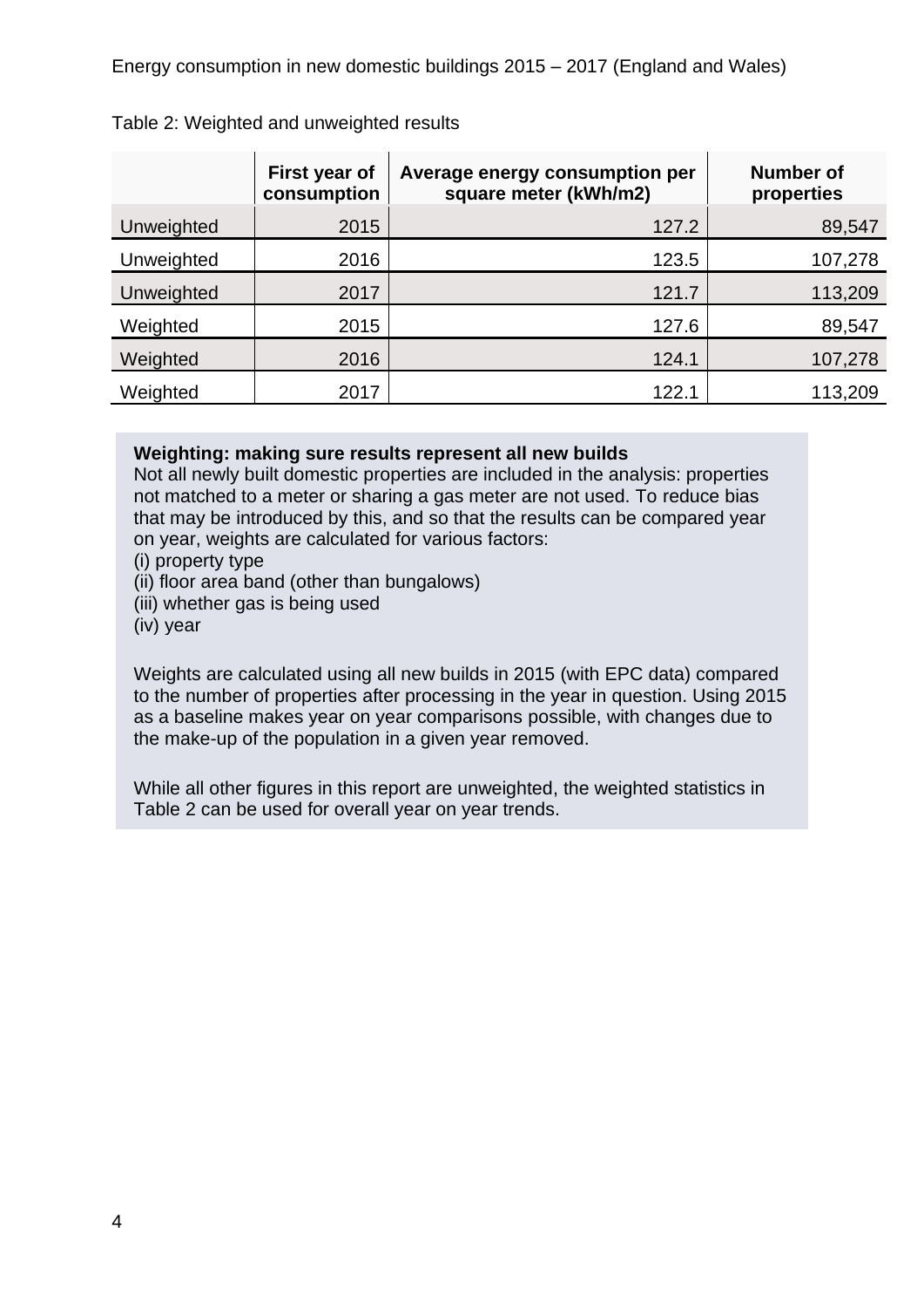Table 2: Weighted and unweighted results

| | First year of consumption | Average energy consumption per square meter (kWh/m2) | Number of properties |
|---|---|---|---|
| Unweighted | 2015 | 127.2 | 89,547 |
| Unweighted | 2016 | 123.5 | 107,278 |
| Unweighted | 2017 | 121.7 | 113,209 |
| Weighted | 2015 | 127.6 | 89,547 |
| Weighted | 2016 | 124.1 | 107,278 |
| Weighted | 2017 | 122.1 | 113,209 |

**Weighting: making sure results represent all new builds**

Not all newly built domestic properties are included in the analysis: properties not matched to a meter or sharing a gas meter are not used. To reduce bias that may be introduced by this, and so that the results can be compared year on year, weights are calculated for various factors:

(i) property type
(ii) floor area band (other than bungalows)
(iii) whether gas is being used
(iv) year

Weights are calculated using all new builds in 2015 (with EPC data) compared to the number of properties after processing in the year in question. Using 2015 as a baseline makes year on year comparisons possible, with changes due to the make-up of the population in a given year removed.

While all other figures in this report are unweighted, the weighted statistics in Table 2 can be used for overall year on year trends.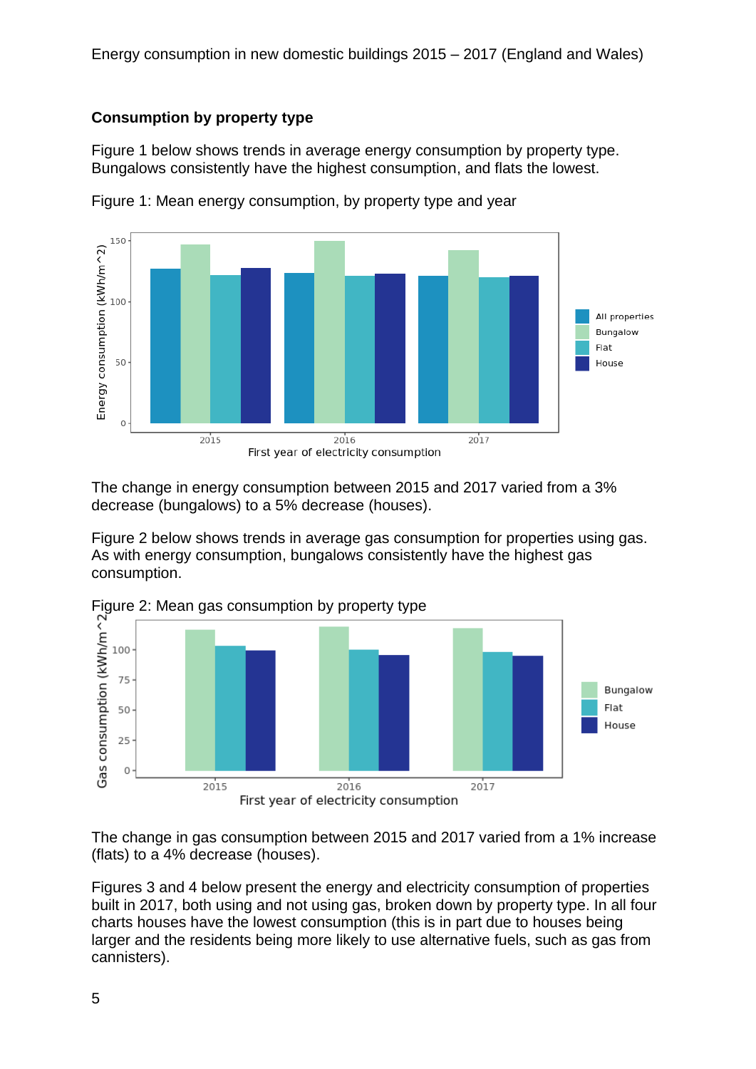## Consumption by property type

Figure 1 below shows trends in average energy consumption by property type. Bungalows consistently have the highest consumption, and flats the lowest.

Figure 1: Mean energy consumption, by property type and year

The change in energy consumption between 2015 and 2017 varied from a 3% decrease (bungalows) to a 5% decrease (houses).

Figure 2 below shows trends in average gas consumption for properties using gas. As with energy consumption, bungalows consistently have the highest gas consumption.

Figure 2: Mean gas consumption by property type

The change in gas consumption between 2015 and 2017 varied from a 1% increase (flats) to a 4% decrease (houses).

Figures 3 and 4 below present the energy and electricity consumption of properties built in 2017, both using and not using gas, broken down by property type. In all four charts houses have the lowest consumption (this is in part due to houses being larger and the residents being more likely to use alternative fuels, such as gas from cannisters).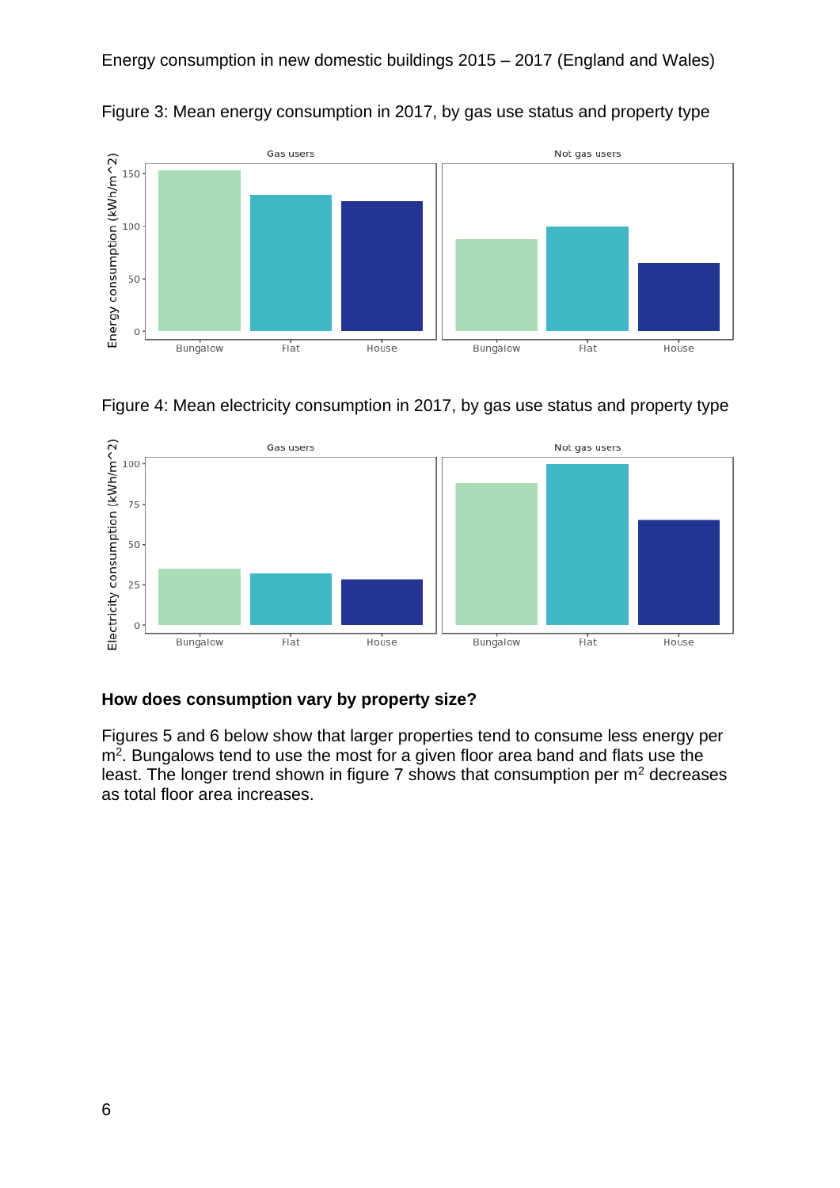Figure 3: Mean energy consumption in 2017, by gas use status and property type

Figure 4: Mean electricity consumption in 2017, by gas use status and property type

## How does consumption vary by property size?

Figures 5 and 6 below show that larger properties tend to consume less energy per $m^2$. Bungalows tend to use the most for a given floor area band and flats use the least. The longer trend shown in figure 7 shows that consumption per $m^2$ decreases as total floor area increases.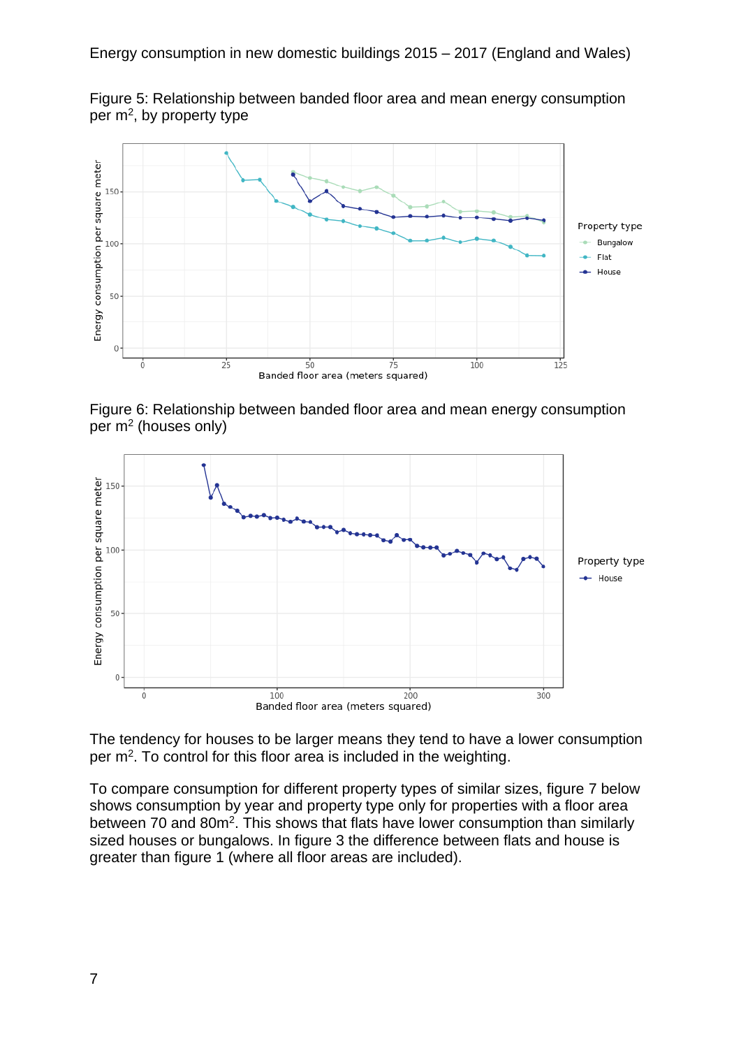Figure 5: Relationship between banded floor area and mean energy consumption per $m^2$, by property type

Figure 6: Relationship between banded floor area and mean energy consumption per $m^2$ (houses only)

The tendency for houses to be larger means they tend to have a lower consumption per $m^2$. To control for this floor area is included in the weighting.

To compare consumption for different property types of similar sizes, figure 7 below shows consumption by year and property type only for properties with a floor area between 70 and $80m^2$. This shows that flats have lower consumption than similarly sized houses or bungalows. In figure 3 the difference between flats and house is greater than figure 1 (where all floor areas are included).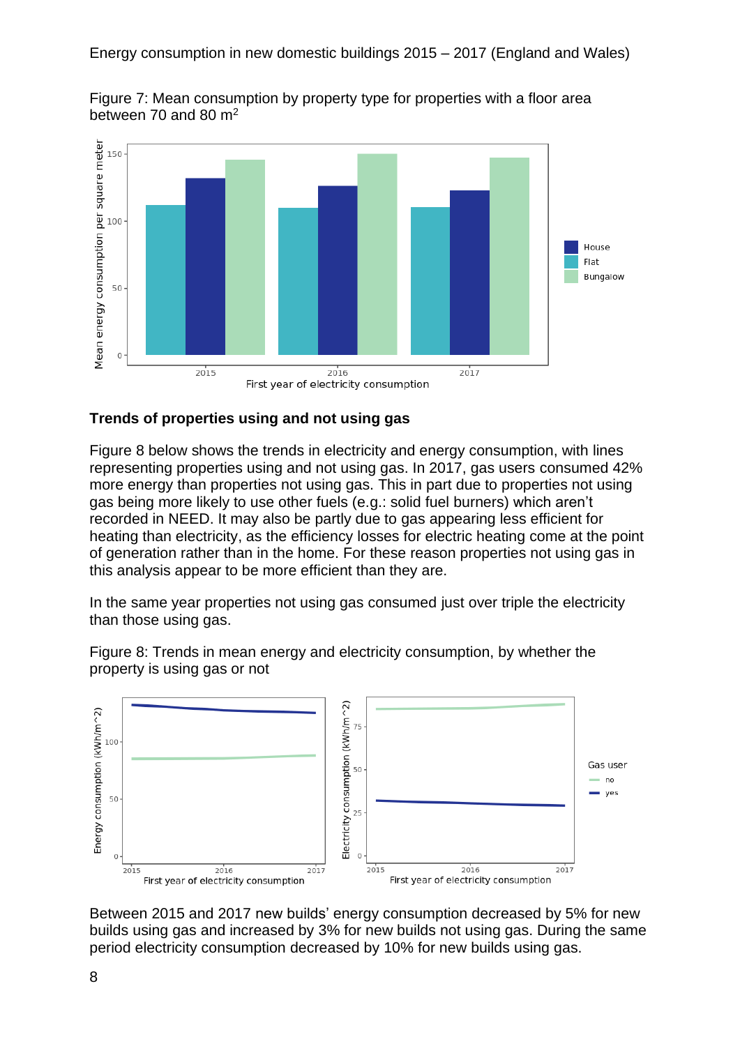Figure 7: Mean consumption by property type for properties with a floor area between 70 and 80 m$^2$

## Trends of properties using and not using gas

Figure 8 below shows the trends in electricity and energy consumption, with lines representing properties using and not using gas. In 2017, gas users consumed 42% more energy than properties not using gas. This in part due to properties not using gas being more likely to use other fuels (e.g.: solid fuel burners) which aren't recorded in NEED. It may also be partly due to gas appearing less efficient for heating than electricity, as the efficiency losses for electric heating come at the point of generation rather than in the home. For these reason properties not using gas in this analysis appear to be more efficient than they are.

In the same year properties not using gas consumed just over triple the electricity than those using gas.

Figure 8: Trends in mean energy and electricity consumption, by whether the property is using gas or not

Between 2015 and 2017 new builds' energy consumption decreased by 5% for new builds using gas and increased by 3% for new builds not using gas. During the same period electricity consumption decreased by 10% for new builds using gas.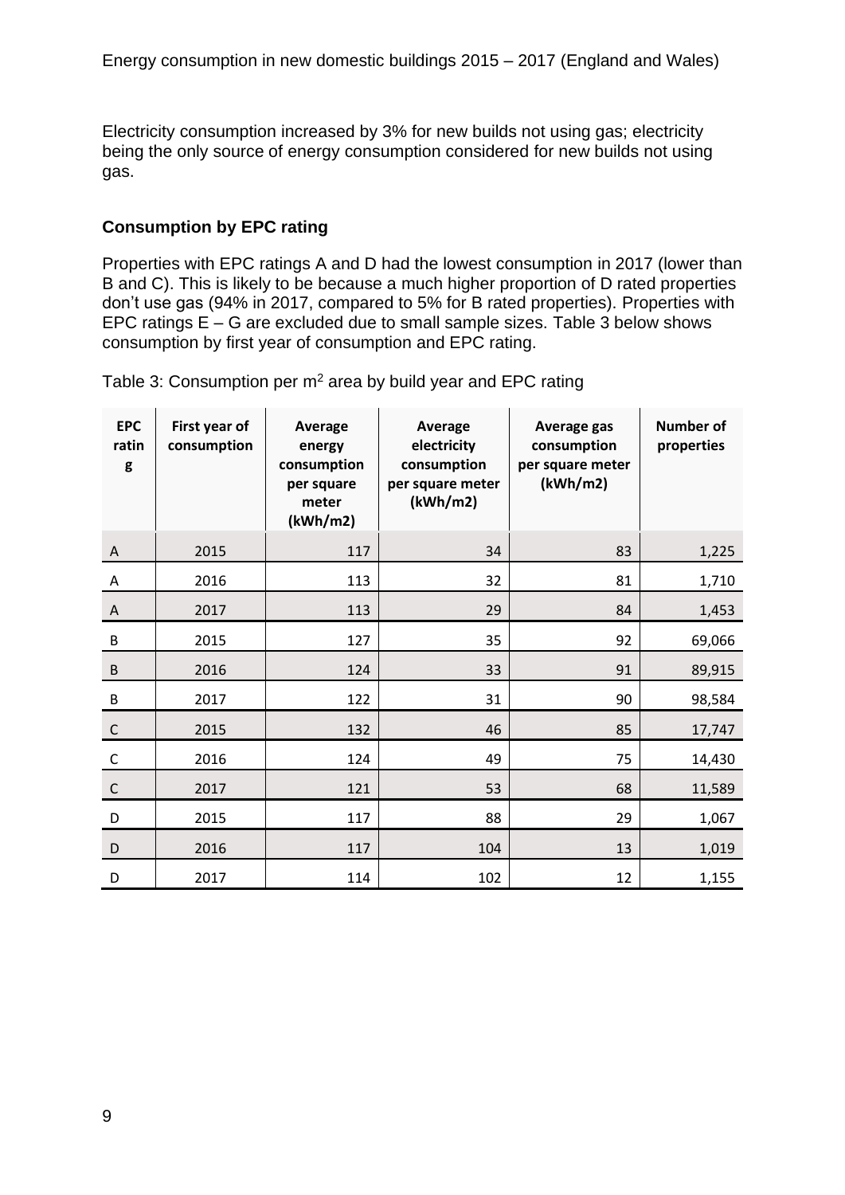Electricity consumption increased by 3% for new builds not using gas; electricity being the only source of energy consumption considered for new builds not using gas.

### Consumption by EPC rating

Properties with EPC ratings A and D had the lowest consumption in 2017 (lower than B and C). This is likely to be because a much higher proportion of D rated properties don't use gas (94% in 2017, compared to 5% for B rated properties). Properties with EPC ratings E – G are excluded due to small sample sizes. Table 3 below shows consumption by first year of consumption and EPC rating.

Table 3: Consumption per m$^2$ area by build year and EPC rating

| EPC rating | First year of consumption | Average energy consumption per square meter (kWh/m2) | Average electricity consumption per square meter (kWh/m2) | Average gas consumption per square meter (kWh/m2) | Number of properties |
|---|---|---|---|---|---|
| A | 2015 | 117 | 34 | 83 | 1,225 |
| A | 2016 | 113 | 32 | 81 | 1,710 |
| A | 2017 | 113 | 29 | 84 | 1,453 |
| B | 2015 | 127 | 35 | 92 | 69,066 |
| B | 2016 | 124 | 33 | 91 | 89,915 |
| B | 2017 | 122 | 31 | 90 | 98,584 |
| C | 2015 | 132 | 46 | 85 | 17,747 |
| C | 2016 | 124 | 49 | 75 | 14,430 |
| C | 2017 | 121 | 53 | 68 | 11,589 |
| D | 2015 | 117 | 88 | 29 | 1,067 |
| D | 2016 | 117 | 104 | 13 | 1,019 |
| D | 2017 | 114 | 102 | 12 | 1,155 |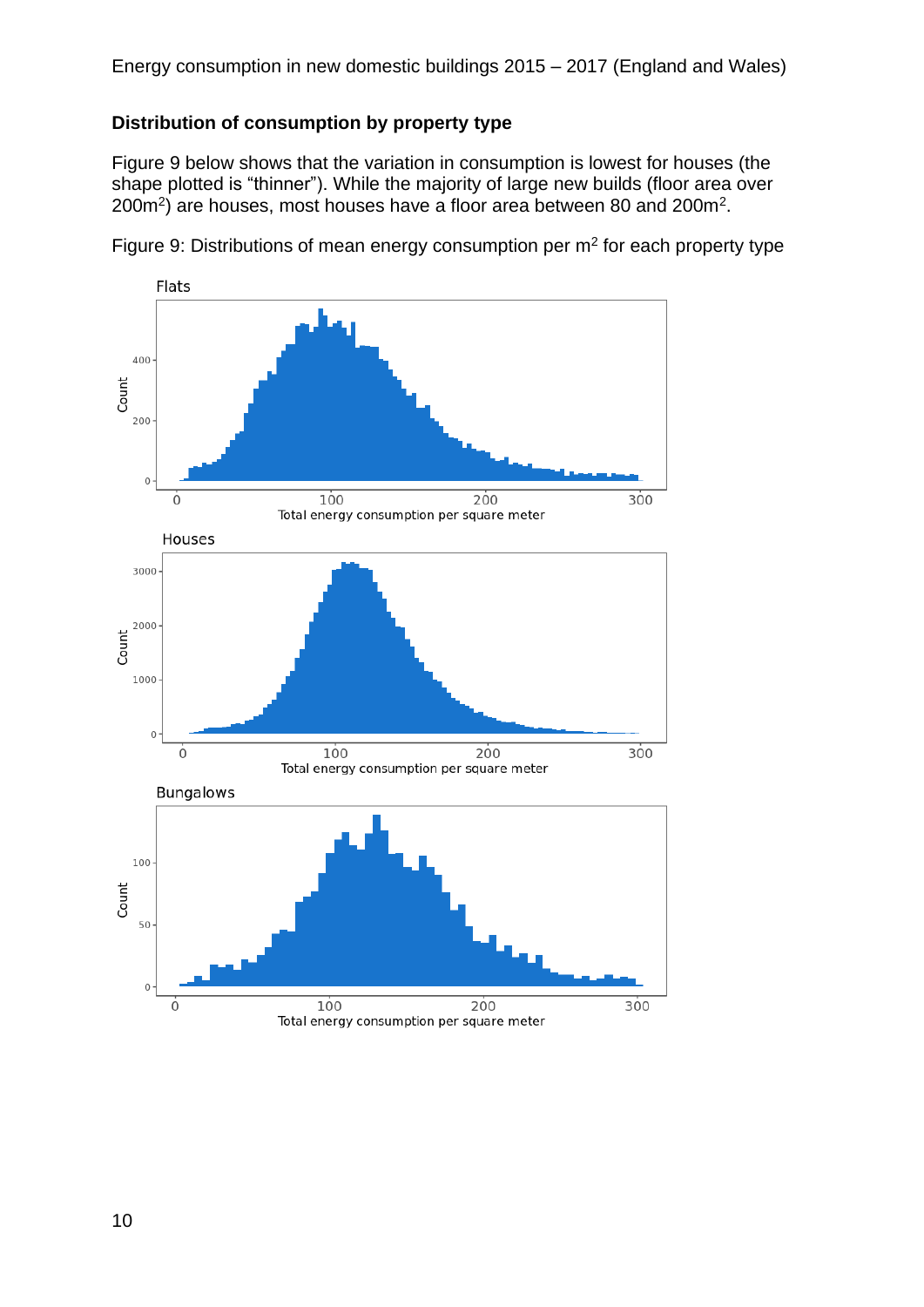## Distribution of consumption by property type

Figure 9 below shows that the variation in consumption is lowest for houses (the shape plotted is "thinner"). While the majority of large new builds (floor area over $200m^2$) are houses, most houses have a floor area between 80 and $200m^2$.

Figure 9: Distributions of mean energy consumption per $m^2$ for each property type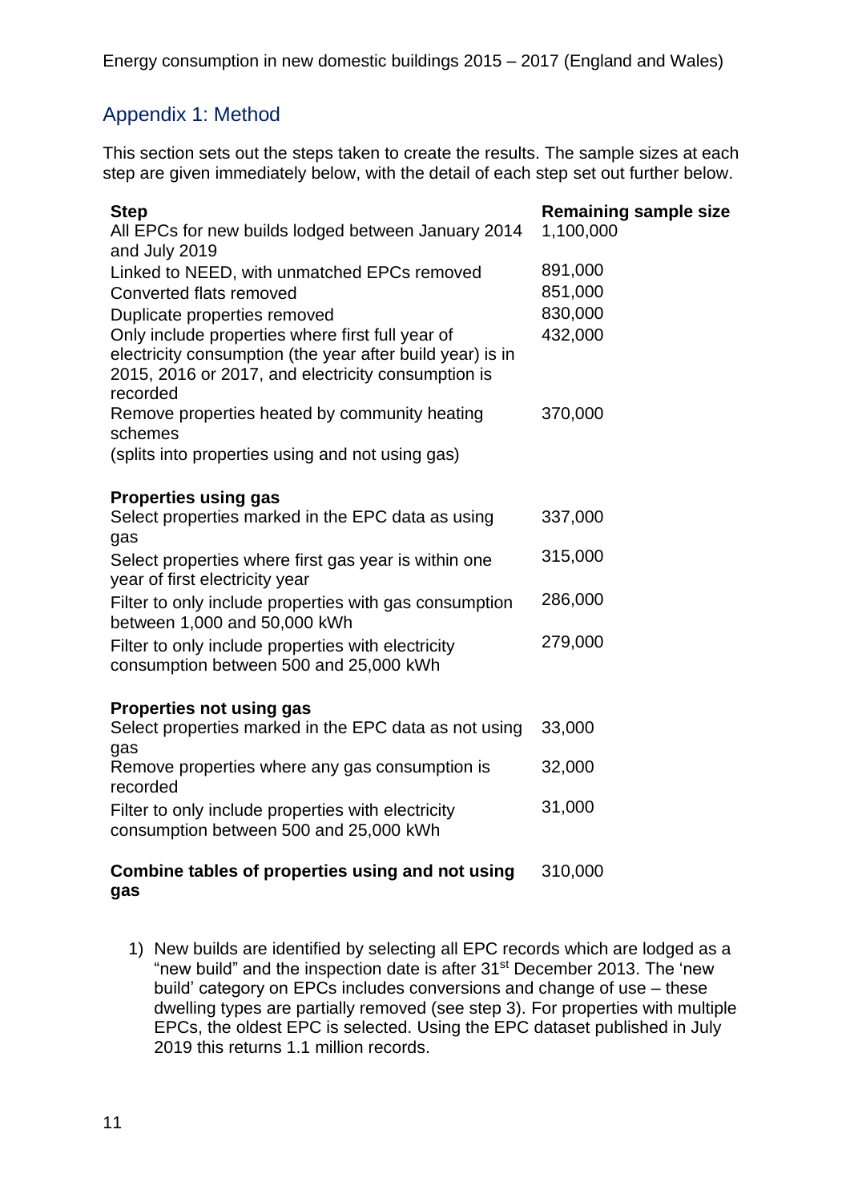## Appendix 1: Method

This section sets out the steps taken to create the results. The sample sizes at each step are given immediately below, with the detail of each step set out further below.

| Step | Remaining sample size |
|---|---|
| All EPCs for new builds lodged between January 2014 and July 2019 | 1,100,000 |
| Linked to NEED, with unmatched EPCs removed | 891,000 |
| Converted flats removed | 851,000 |
| Duplicate properties removed | 830,000 |
| Only include properties where first full year of electricity consumption (the year after build year) is in 2015, 2016 or 2017, and electricity consumption is recorded | 432,000 |
| Remove properties heated by community heating schemes (splits into properties using and not using gas) | 370,000 |
| **Properties using gas** | |
| Select properties marked in the EPC data as using gas | 337,000 |
| Select properties where first gas year is within one year of first electricity year | 315,000 |
| Filter to only include properties with gas consumption between 1,000 and 50,000 kWh | 286,000 |
| Filter to only include properties with electricity consumption between 500 and 25,000 kWh | 279,000 |
| **Properties not using gas** | |
| Select properties marked in the EPC data as not using gas | 33,000 |
| Remove properties where any gas consumption is recorded | 32,000 |
| Filter to only include properties with electricity consumption between 500 and 25,000 kWh | 31,000 |
| **Combine tables of properties using and not using gas** | 310,000 |

1) New builds are identified by selecting all EPC records which are lodged as a "new build" and the inspection date is after 31st December 2013. The 'new build' category on EPCs includes conversions and change of use – these dwelling types are partially removed (see step 3). For properties with multiple EPCs, the oldest EPC is selected. Using the EPC dataset published in July 2019 this returns 1.1 million records.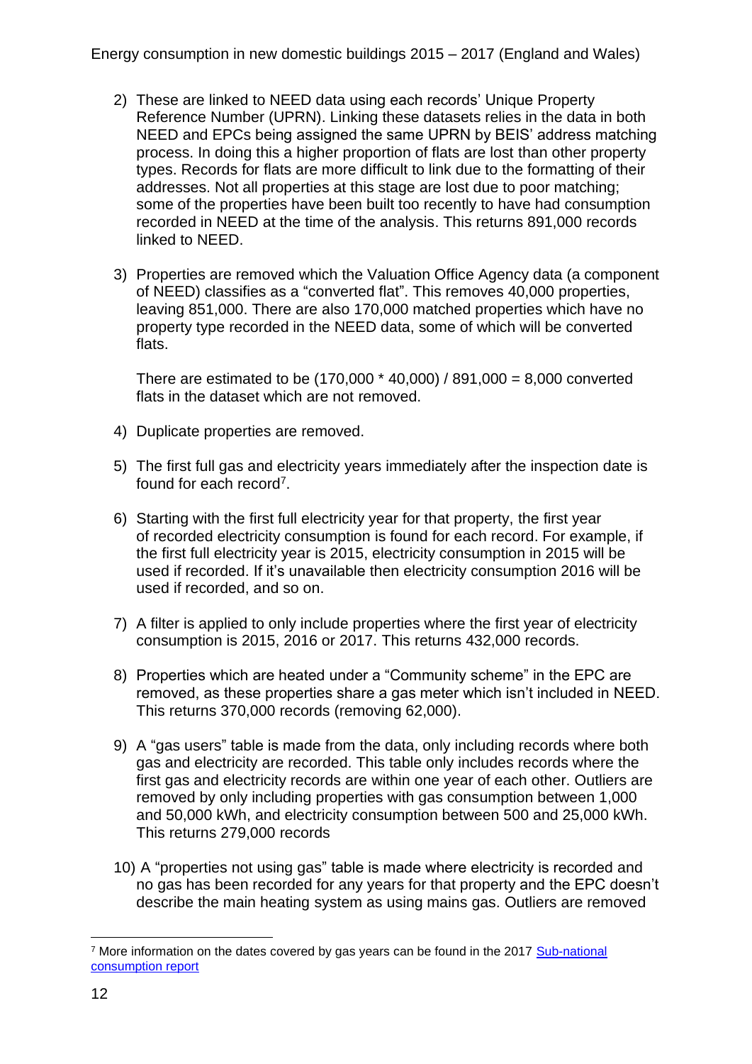2) These are linked to NEED data using each records' Unique Property Reference Number (UPRN). Linking these datasets relies in the data in both NEED and EPCs being assigned the same UPRN by BEIS' address matching process. In doing this a higher proportion of flats are lost than other property types. Records for flats are more difficult to link due to the formatting of their addresses. Not all properties at this stage are lost due to poor matching; some of the properties have been built too recently to have had consumption recorded in NEED at the time of the analysis. This returns 891,000 records linked to NEED.

3) Properties are removed which the Valuation Office Agency data (a component of NEED) classifies as a "converted flat". This removes 40,000 properties, leaving 851,000. There are also 170,000 matched properties which have no property type recorded in the NEED data, some of which will be converted flats.

   There are estimated to be (170,000 * 40,000) / 891,000 = 8,000 converted flats in the dataset which are not removed.

4) Duplicate properties are removed.

5) The first full gas and electricity years immediately after the inspection date is found for each record[7].

6) Starting with the first full electricity year for that property, the first year of recorded electricity consumption is found for each record. For example, if the first full electricity year is 2015, electricity consumption in 2015 will be used if recorded. If it's unavailable then electricity consumption 2016 will be used if recorded, and so on.

7) A filter is applied to only include properties where the first year of electricity consumption is 2015, 2016 or 2017. This returns 432,000 records.

8) Properties which are heated under a "Community scheme" in the EPC are removed, as these properties share a gas meter which isn't included in NEED. This returns 370,000 records (removing 62,000).

9) A "gas users" table is made from the data, only including records where both gas and electricity are recorded. This table only includes records where the first gas and electricity records are within one year of each other. Outliers are removed by only including properties with gas consumption between 1,000 and 50,000 kWh, and electricity consumption between 500 and 25,000 kWh. This returns 279,000 records

10) A "properties not using gas" table is made where electricity is recorded and no gas has been recorded for any years for that property and the EPC doesn't describe the main heating system as using mains gas. Outliers are removed

---

[7] More information on the dates covered by gas years can be found in the 2017 [Sub-national consumption report]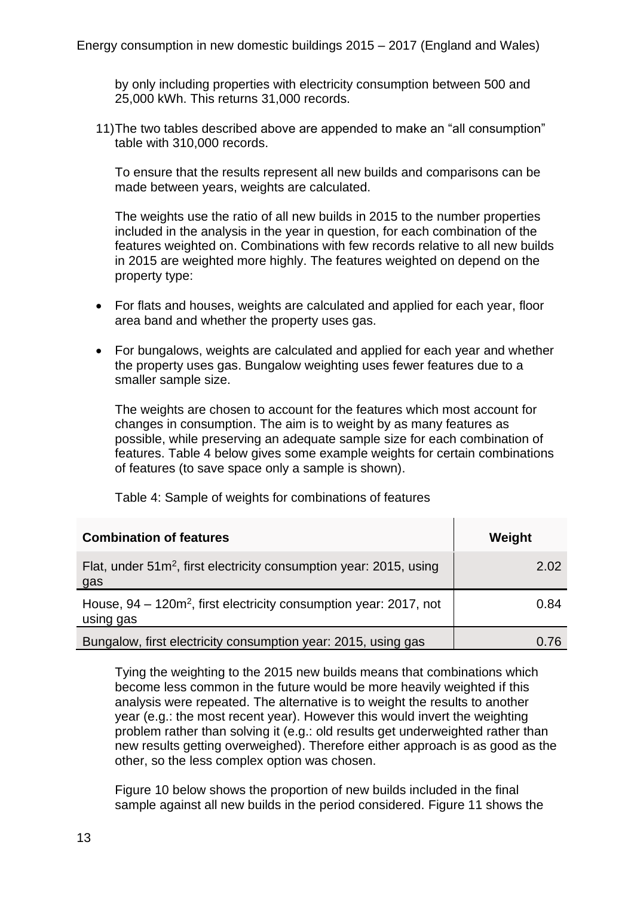by only including properties with electricity consumption between 500 and 25,000 kWh. This returns 31,000 records.

11) The two tables described above are appended to make an "all consumption" table with 310,000 records.

To ensure that the results represent all new builds and comparisons can be made between years, weights are calculated.

The weights use the ratio of all new builds in 2015 to the number properties included in the analysis in the year in question, for each combination of the features weighted on. Combinations with few records relative to all new builds in 2015 are weighted more highly. The features weighted on depend on the property type:

- For flats and houses, weights are calculated and applied for each year, floor area band and whether the property uses gas.
- For bungalows, weights are calculated and applied for each year and whether the property uses gas. Bungalow weighting uses fewer features due to a smaller sample size.

The weights are chosen to account for the features which most account for changes in consumption. The aim is to weight by as many features as possible, while preserving an adequate sample size for each combination of features. Table 4 below gives some example weights for certain combinations of features (to save space only a sample is shown).

Table 4: Sample of weights for combinations of features

| Combination of features | Weight |
| --- | --- |
| Flat, under 51m$^2$, first electricity consumption year: 2015, using gas | 2.02 |
| House, 94 – 120m$^2$, first electricity consumption year: 2017, not using gas | 0.84 |
| Bungalow, first electricity consumption year: 2015, using gas | 0.76 |

Tying the weighting to the 2015 new builds means that combinations which become less common in the future would be more heavily weighted if this analysis were repeated. The alternative is to weight the results to another year (e.g.: the most recent year). However this would invert the weighting problem rather than solving it (e.g.: old results get underweighted rather than new results getting overweighed). Therefore either approach is as good as the other, so the less complex option was chosen.

Figure 10 below shows the proportion of new builds included in the final sample against all new builds in the period considered. Figure 11 shows the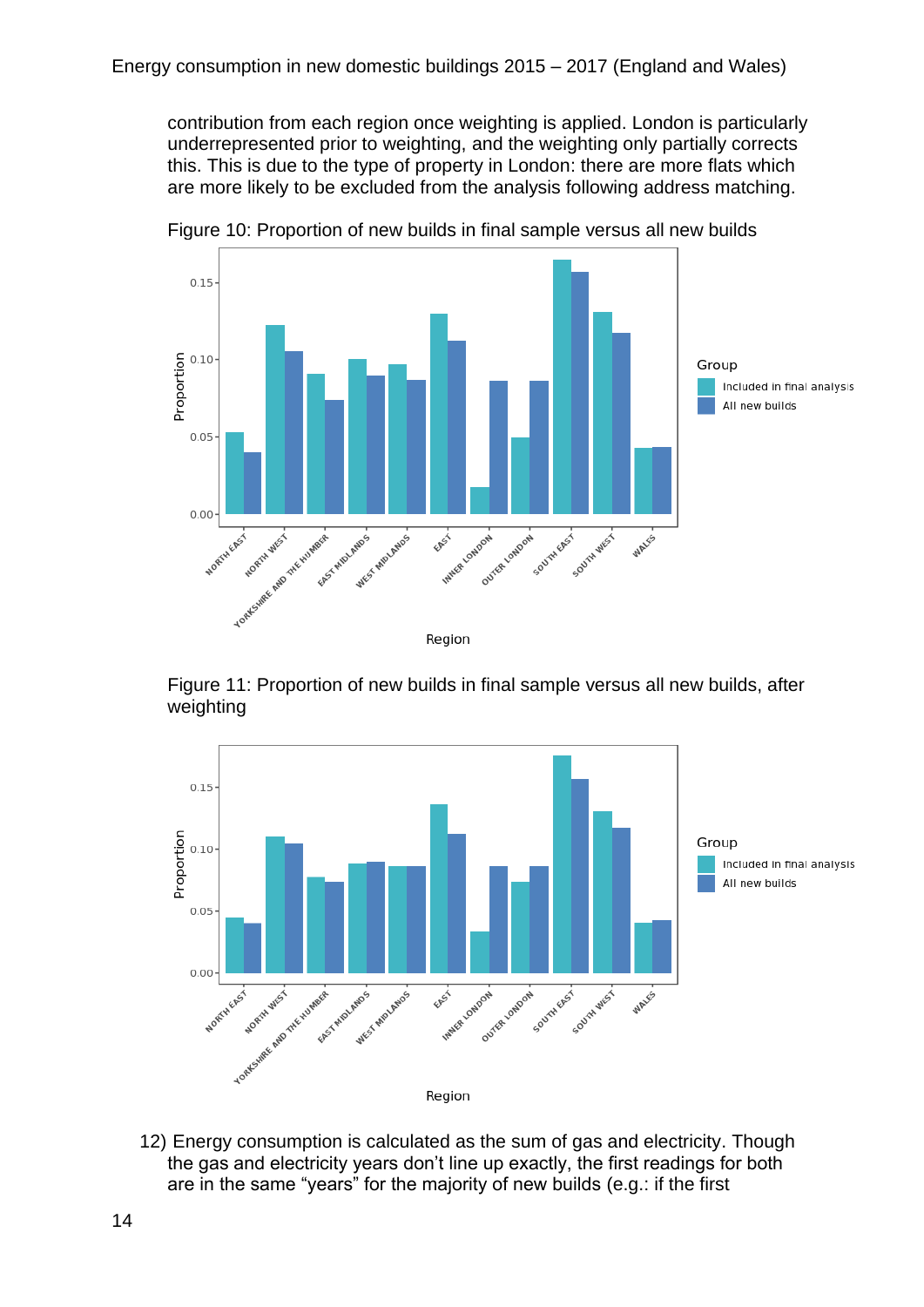contribution from each region once weighting is applied. London is particularly underrepresented prior to weighting, and the weighting only partially corrects this. This is due to the type of property in London: there are more flats which are more likely to be excluded from the analysis following address matching.

Figure 10: Proportion of new builds in final sample versus all new builds

Figure 11: Proportion of new builds in final sample versus all new builds, after weighting

12) Energy consumption is calculated as the sum of gas and electricity. Though the gas and electricity years don't line up exactly, the first readings for both are in the same "years" for the majority of new builds (e.g.: if the first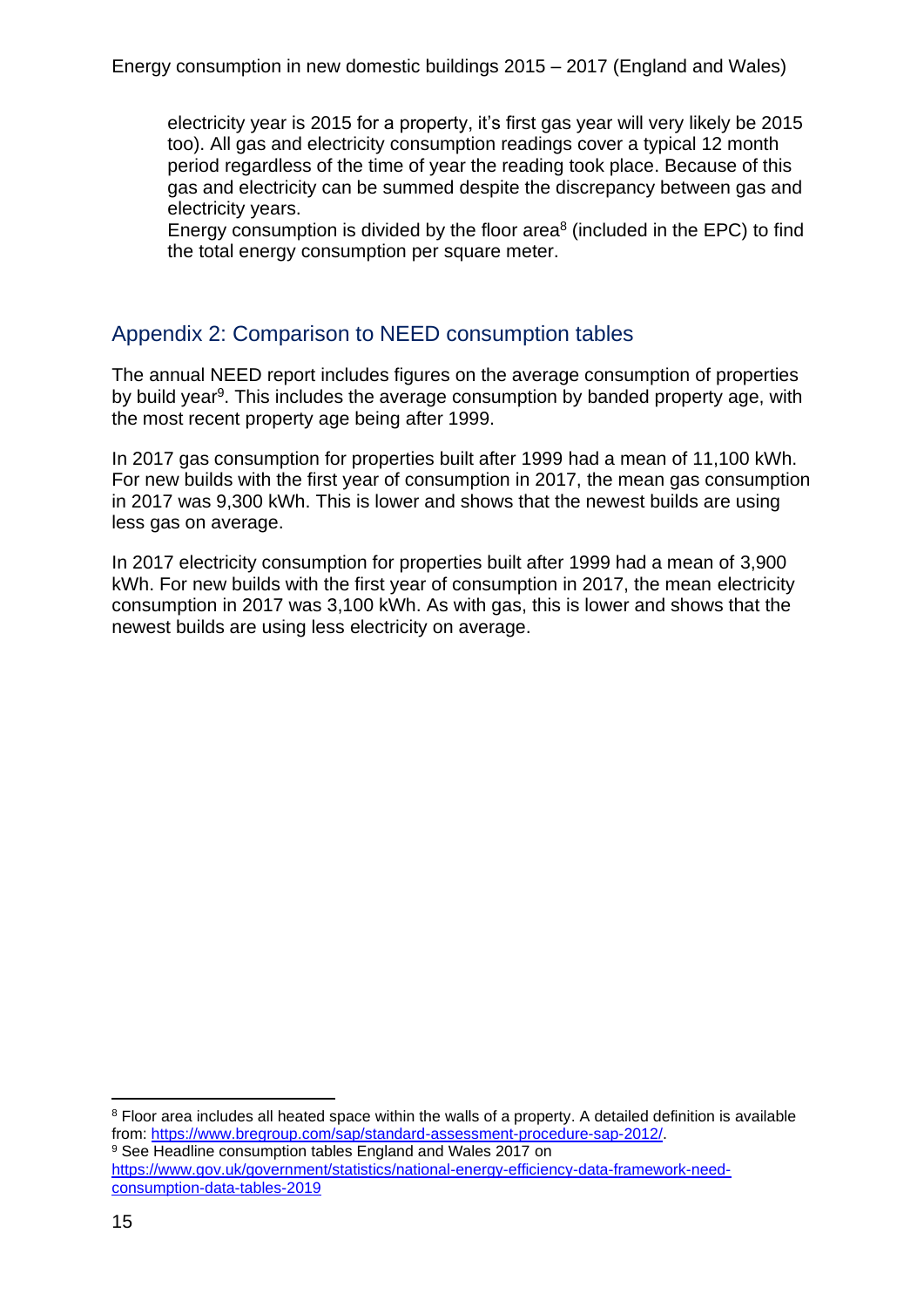electricity year is 2015 for a property, it's first gas year will very likely be 2015 too). All gas and electricity consumption readings cover a typical 12 month period regardless of the time of year the reading took place. Because of this gas and electricity can be summed despite the discrepancy between gas and electricity years.
Energy consumption is divided by the floor area[8] (included in the EPC) to find the total energy consumption per square meter.

## Appendix 2: Comparison to NEED consumption tables

The annual NEED report includes figures on the average consumption of properties by build year[9]. This includes the average consumption by banded property age, with the most recent property age being after 1999.

In 2017 gas consumption for properties built after 1999 had a mean of 11,100 kWh. For new builds with the first year of consumption in 2017, the mean gas consumption in 2017 was 9,300 kWh. This is lower and shows that the newest builds are using less gas on average.

In 2017 electricity consumption for properties built after 1999 had a mean of 3,900 kWh. For new builds with the first year of consumption in 2017, the mean electricity consumption in 2017 was 3,100 kWh. As with gas, this is lower and shows that the newest builds are using less electricity on average.

---

[8] Floor area includes all heated space within the walls of a property. A detailed definition is available from: https://www.bregroup.com/sap/standard-assessment-procedure-sap-2012/.

[9] See Headline consumption tables England and Wales 2017 on https://www.gov.uk/government/statistics/national-energy-efficiency-data-framework-need-consumption-data-tables-2019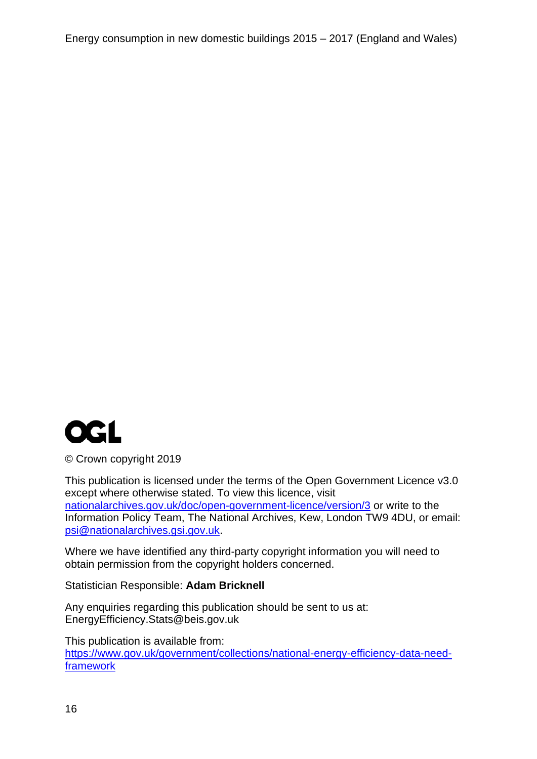OGL

© Crown copyright 2019

This publication is licensed under the terms of the Open Government Licence v3.0 except where otherwise stated. To view this licence, visit [nationalarchives.gov.uk/doc/open-government-licence/version/3](nationalarchives.gov.uk/doc/open-government-licence/version/3) or write to the Information Policy Team, The National Archives, Kew, London TW9 4DU, or email: [psi@nationalarchives.gsi.gov.uk](mailto:psi@nationalarchives.gsi.gov.uk).

Where we have identified any third-party copyright information you will need to obtain permission from the copyright holders concerned.

Statistician Responsible: **Adam Bricknell**

Any enquiries regarding this publication should be sent to us at: EnergyEfficiency.Stats@beis.gov.uk

This publication is available from:
[https://www.gov.uk/government/collections/national-energy-efficiency-data-need-framework](https://www.gov.uk/government/collections/national-energy-efficiency-data-need-framework)